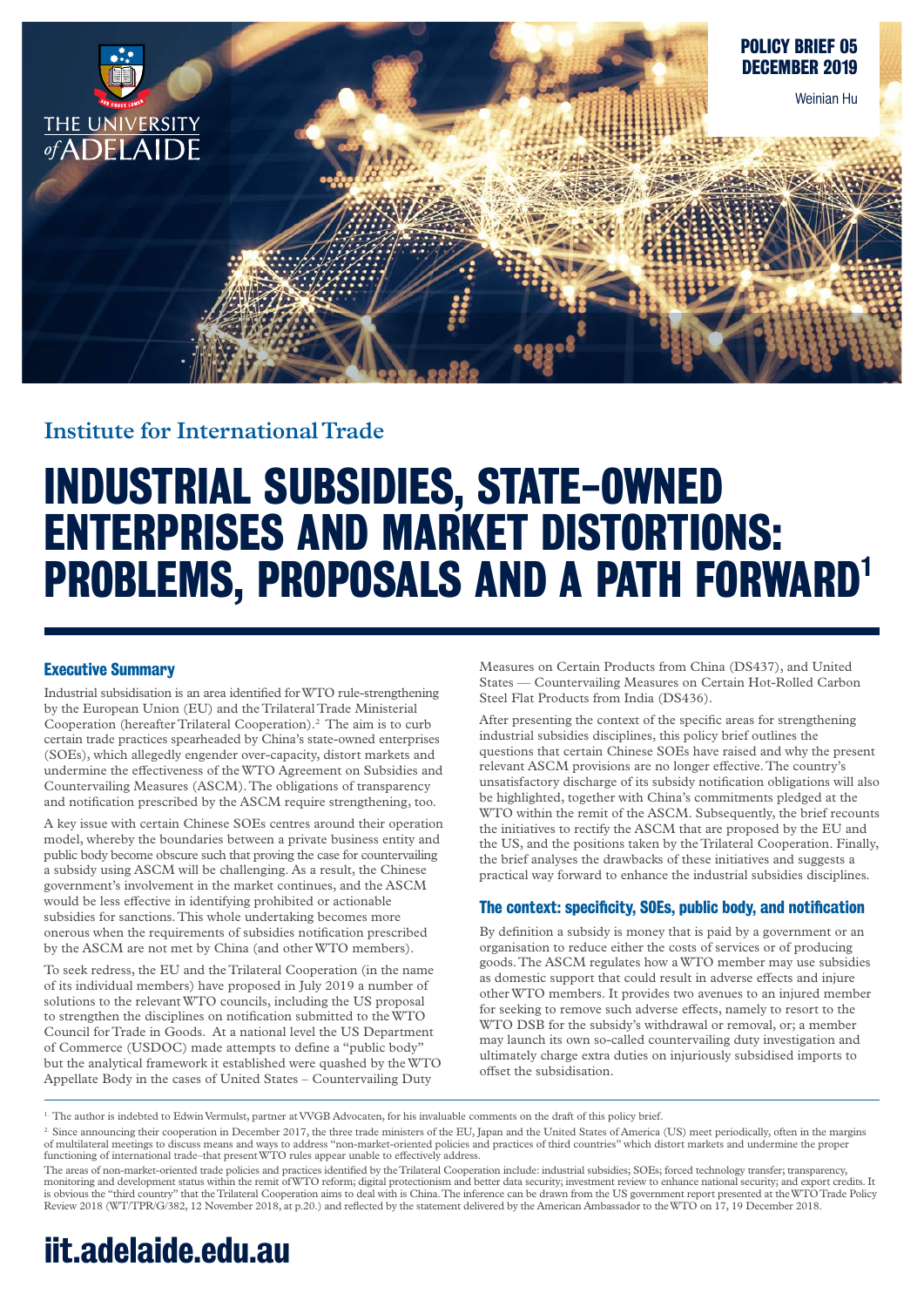POLICY BRIEF 05
DECEMBER 2019

Weinian Hu

Institute for International Trade

# INDUSTRIAL SUBSIDIES, STATE-OWNED ENTERPRISES AND MARKET DISTORTIONS: PROBLEMS, PROPOSALS AND A PATH FORWARD[1]

## Executive Summary

Industrial subsidisation is an area identified for WTO rule-strengthening by the European Union (EU) and the Trilateral Trade Ministerial Cooperation (hereafter Trilateral Cooperation).[2] The aim is to curb certain trade practices spearheaded by China's state-owned enterprises (SOEs), which allegedly engender over-capacity, distort markets and undermine the effectiveness of the WTO Agreement on Subsidies and Countervailing Measures (ASCM). The obligations of transparency and notification prescribed by the ASCM require strengthening, too.

A key issue with certain Chinese SOEs centres around their operation model, whereby the boundaries between a private business entity and public body become obscure such that proving the case for countervailing a subsidy using ASCM will be challenging. As a result, the Chinese government's involvement in the market continues, and the ASCM would be less effective in identifying prohibited or actionable subsidies for sanctions. This whole undertaking becomes more onerous when the requirements of subsidies notification prescribed by the ASCM are not met by China (and other WTO members).

To seek redress, the EU and the Trilateral Cooperation (in the name of its individual members) have proposed in July 2019 a number of solutions to the relevant WTO councils, including the US proposal to strengthen the disciplines on notification submitted to the WTO Council for Trade in Goods. At a national level the US Department of Commerce (USDOC) made attempts to define a "public body" but the analytical framework it established were quashed by the WTO Appellate Body in the cases of United States – Countervailing Duty Measures on Certain Products from China (DS437), and United States — Countervailing Measures on Certain Hot-Rolled Carbon Steel Flat Products from India (DS436).

After presenting the context of the specific areas for strengthening industrial subsidies disciplines, this policy brief outlines the questions that certain Chinese SOEs have raised and why the present relevant ASCM provisions are no longer effective. The country's unsatisfactory discharge of its subsidy notification obligations will also be highlighted, together with China's commitments pledged at the WTO within the remit of the ASCM. Subsequently, the brief recounts the initiatives to rectify the ASCM that are proposed by the EU and the US, and the positions taken by the Trilateral Cooperation. Finally, the brief analyses the drawbacks of these initiatives and suggests a practical way forward to enhance the industrial subsidies disciplines.

## The context: specificity, SOEs, public body, and notification

By definition a subsidy is money that is paid by a government or an organisation to reduce either the costs of services or of producing goods. The ASCM regulates how a WTO member may use subsidies as domestic support that could result in adverse effects and injure other WTO members. It provides two avenues to an injured member for seeking to remove such adverse effects, namely to resort to the WTO DSB for the subsidy's withdrawal or removal, or; a member may launch its own so-called countervailing duty investigation and ultimately charge extra duties on injuriously subsidised imports to offset the subsidisation.

---

[1] The author is indebted to Edwin Vermulst, partner at VVGB Advocaten, for his invaluable comments on the draft of this policy brief.

[2] Since announcing their cooperation in December 2017, the three trade ministers of the EU, Japan and the United States of America (US) meet periodically, often in the margins of multilateral meetings to discuss means and ways to address "non-market-oriented policies and practices of third countries" which distort markets and undermine the proper functioning of international trade–that present WTO rules appear unable to effectively address.

The areas of non-market-oriented trade policies and practices identified by the Trilateral Cooperation include: industrial subsidies; SOEs; forced technology transfer; transparency, monitoring and development status within the remit of WTO reform; digital protectionism and better data security; investment review to enhance national security; and export credits. It is obvious the "third country" that the Trilateral Cooperation aims to deal with is China. The inference can be drawn from the US government report presented at the WTO Trade Policy Review 2018 (WT/TPR/G/382, 12 November 2018, at p.20.) and reflected by the statement delivered by the American Ambassador to the WTO on 17, 19 December 2018.

iit.adelaide.edu.au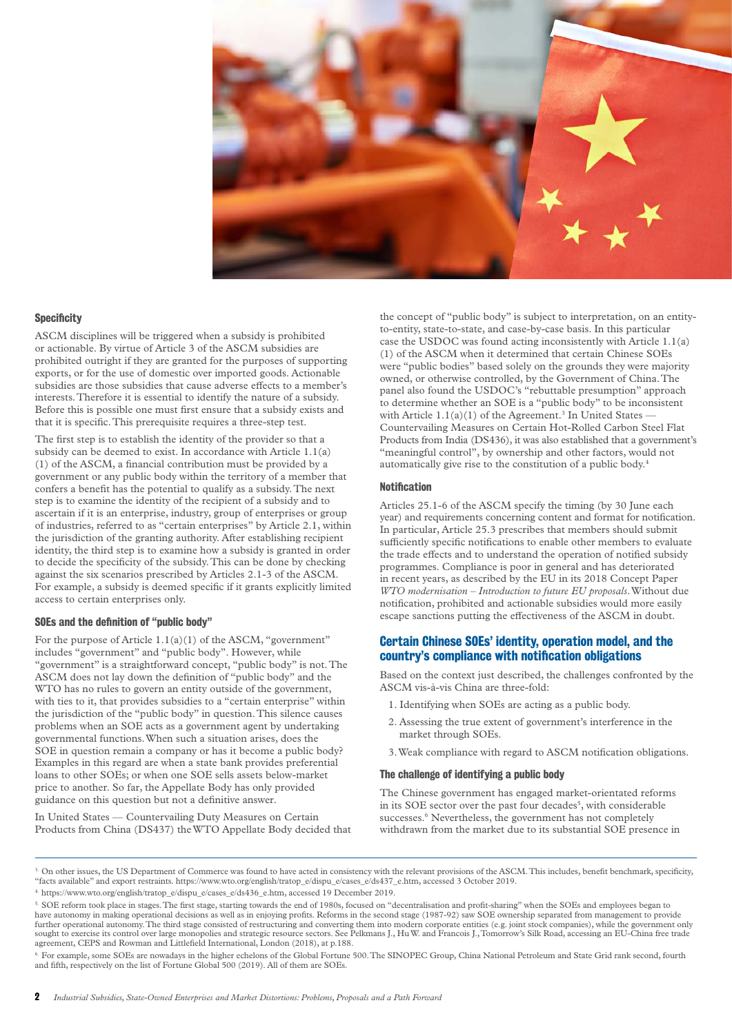### Specificity

ASCM disciplines will be triggered when a subsidy is prohibited or actionable. By virtue of Article 3 of the ASCM subsidies are prohibited outright if they are granted for the purposes of supporting exports, or for the use of domestic over imported goods. Actionable subsidies are those subsidies that cause adverse effects to a member's interests. Therefore it is essential to identify the nature of a subsidy. Before this is possible one must first ensure that a subsidy exists and that it is specific. This prerequisite requires a three-step test.

The first step is to establish the identity of the provider so that a subsidy can be deemed to exist. In accordance with Article 1.1(a)(1) of the ASCM, a financial contribution must be provided by a government or any public body within the territory of a member that confers a benefit has the potential to qualify as a subsidy. The next step is to examine the identity of the recipient of a subsidy and to ascertain if it is an enterprise, industry, group of enterprises or group of industries, referred to as "certain enterprises" by Article 2.1, within the jurisdiction of the granting authority. After establishing recipient identity, the third step is to examine how a subsidy is granted in order to decide the specificity of the subsidy. This can be done by checking against the six scenarios prescribed by Articles 2.1-3 of the ASCM. For example, a subsidy is deemed specific if it grants explicitly limited access to certain enterprises only.

### SOEs and the definition of "public body"

For the purpose of Article 1.1(a)(1) of the ASCM, "government" includes "government" and "public body". However, while "government" is a straightforward concept, "public body" is not. The ASCM does not lay down the definition of "public body" and the WTO has no rules to govern an entity outside of the government, with ties to it, that provides subsidies to a "certain enterprise" within the jurisdiction of the "public body" in question. This silence causes problems when an SOE acts as a government agent by undertaking governmental functions. When such a situation arises, does the SOE in question remain a company or has it become a public body? Examples in this regard are when a state bank provides preferential loans to other SOEs; or when one SOE sells assets below-market price to another. So far, the Appellate Body has only provided guidance on this question but not a definitive answer.

In United States — Countervailing Duty Measures on Certain Products from China (DS437) the WTO Appellate Body decided that the concept of "public body" is subject to interpretation, on an entity-to-entity, state-to-state, and case-by-case basis. In this particular case the USDOC was found acting inconsistently with Article 1.1(a)(1) of the ASCM when it determined that certain Chinese SOEs were "public bodies" based solely on the grounds they were majority owned, or otherwise controlled, by the Government of China. The panel also found the USDOC's "rebuttable presumption" approach to determine whether an SOE is a "public body" to be inconsistent with Article 1.1(a)(1) of the Agreement.[3] In United States — Countervailing Measures on Certain Hot-Rolled Carbon Steel Flat Products from India (DS436), it was also established that a government's "meaningful control", by ownership and other factors, would not automatically give rise to the constitution of a public body.[4]

### Notification

Articles 25.1-6 of the ASCM specify the timing (by 30 June each year) and requirements concerning content and format for notification. In particular, Article 25.3 prescribes that members should submit sufficiently specific notifications to enable other members to evaluate the trade effects and to understand the operation of notified subsidy programmes. Compliance is poor in general and has deteriorated in recent years, as described by the EU in its 2018 Concept Paper *WTO modernisation – Introduction to future EU proposals*. Without due notification, prohibited and actionable subsidies would more easily escape sanctions putting the effectiveness of the ASCM in doubt.

## Certain Chinese SOEs' identity, operation model, and the country's compliance with notification obligations

Based on the context just described, the challenges confronted by the ASCM vis-à-vis China are three-fold:

1. Identifying when SOEs are acting as a public body.
2. Assessing the true extent of government's interference in the market through SOEs.
3. Weak compliance with regard to ASCM notification obligations.

### The challenge of identifying a public body

The Chinese government has engaged market-orientated reforms in its SOE sector over the past four decades[5], with considerable successes.[6] Nevertheless, the government has not completely withdrawn from the market due to its substantial SOE presence in

---

[3] On other issues, the US Department of Commerce was found to have acted in consistency with the relevant provisions of the ASCM. This includes, benefit benchmark, specificity, "facts available" and export restraints. https://www.wto.org/english/tratop_e/dispu_e/cases_e/ds437_e.htm, accessed 3 October 2019.

[4] https://www.wto.org/english/tratop_e/dispu_e/cases_e/ds436_e.htm, accessed 19 December 2019.

[5] SOE reform took place in stages. The first stage, starting towards the end of 1980s, focused on "decentralisation and profit-sharing" when the SOEs and employees began to have autonomy in making operational decisions as well as in enjoying profits. Reforms in the second stage (1987-92) saw SOE ownership separated from management to provide further operational autonomy. The third stage consisted of restructuring and converting them into modern corporate entities (e.g. joint stock companies), while the government only sought to exercise its control over large monopolies and strategic resource sectors. See Pelkmans J., Hu W. and Francois J., Tomorrow's Silk Road, accessing an EU-China free trade agreement, CEPS and Rowman and Littlefield International, London (2018), at p.188.

[6] For example, some SOEs are nowadays in the higher echelons of the Global Fortune 500. The SINOPEC Group, China National Petroleum and State Grid rank second, fourth and fifth, respectively on the list of Fortune Global 500 (2019). All of them are SOEs.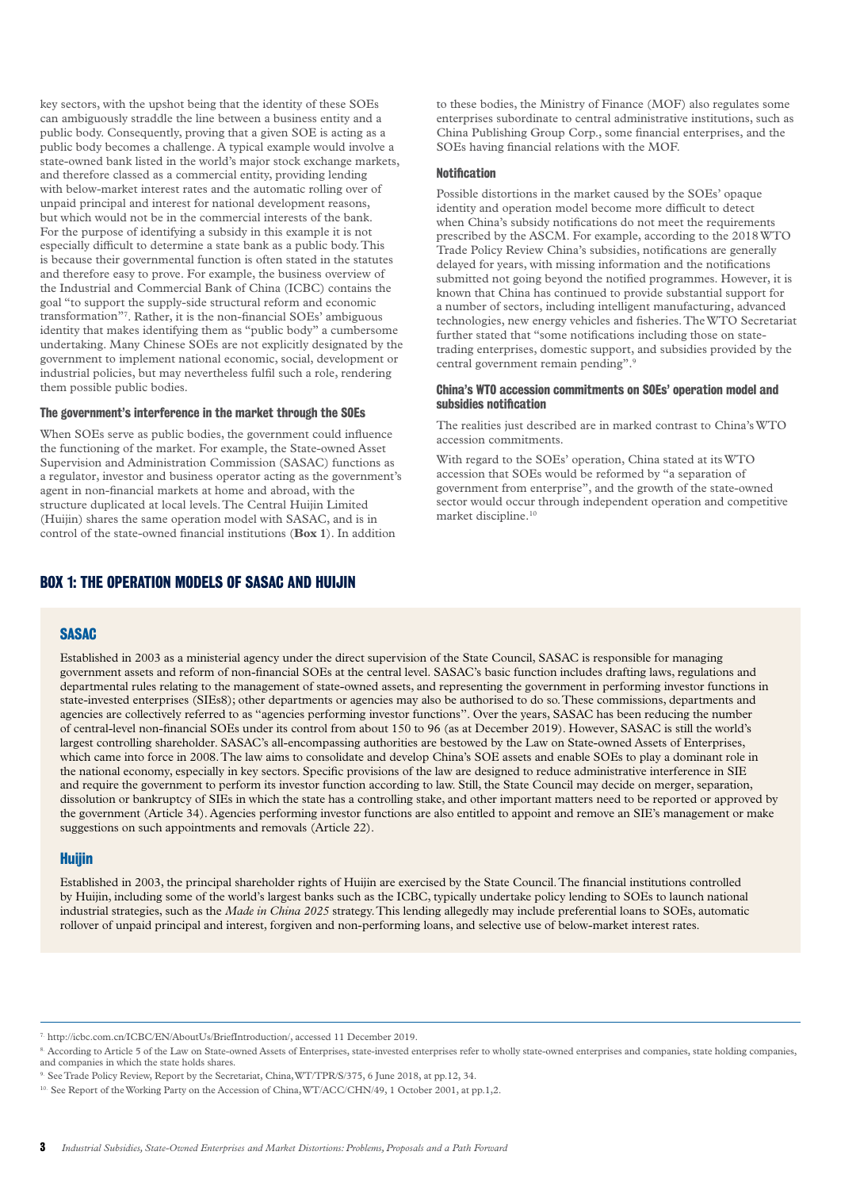key sectors, with the upshot being that the identity of these SOEs can ambiguously straddle the line between a business entity and a public body. Consequently, proving that a given SOE is acting as a public body becomes a challenge. A typical example would involve a state-owned bank listed in the world's major stock exchange markets, and therefore classed as a commercial entity, providing lending with below-market interest rates and the automatic rolling over of unpaid principal and interest for national development reasons, but which would not be in the commercial interests of the bank. For the purpose of identifying a subsidy in this example it is not especially difficult to determine a state bank as a public body. This is because their governmental function is often stated in the statutes and therefore easy to prove. For example, the business overview of the Industrial and Commercial Bank of China (ICBC) contains the goal "to support the supply-side structural reform and economic transformation"[7]. Rather, it is the non-financial SOEs' ambiguous identity that makes identifying them as "public body" a cumbersome undertaking. Many Chinese SOEs are not explicitly designated by the government to implement national economic, social, development or industrial policies, but may nevertheless fulfil such a role, rendering them possible public bodies.

#### The government's interference in the market through the SOEs

When SOEs serve as public bodies, the government could influence the functioning of the market. For example, the State-owned Asset Supervision and Administration Commission (SASAC) functions as a regulator, investor and business operator acting as the government's agent in non-financial markets at home and abroad, with the structure duplicated at local levels. The Central Huijin Limited (Huijin) shares the same operation model with SASAC, and is in control of the state-owned financial institutions (**Box 1**). In addition to these bodies, the Ministry of Finance (MOF) also regulates some enterprises subordinate to central administrative institutions, such as China Publishing Group Corp., some financial enterprises, and the SOEs having financial relations with the MOF.

#### Notification

Possible distortions in the market caused by the SOEs' opaque identity and operation model become more difficult to detect when China's subsidy notifications do not meet the requirements prescribed by the ASCM. For example, according to the 2018 WTO Trade Policy Review China's subsidies, notifications are generally delayed for years, with missing information and the notifications submitted not going beyond the notified programmes. However, it is known that China has continued to provide substantial support for a number of sectors, including intelligent manufacturing, advanced technologies, new energy vehicles and fisheries. The WTO Secretariat further stated that "some notifications including those on state-trading enterprises, domestic support, and subsidies provided by the central government remain pending".[9]

#### China's WTO accession commitments on SOEs' operation model and subsidies notification

The realities just described are in marked contrast to China's WTO accession commitments.

With regard to the SOEs' operation, China stated at its WTO accession that SOEs would be reformed by "a separation of government from enterprise", and the growth of the state-owned sector would occur through independent operation and competitive market discipline.[10]

## BOX 1: THE OPERATION MODELS OF SASAC AND HUIJIN

### SASAC

Established in 2003 as a ministerial agency under the direct supervision of the State Council, SASAC is responsible for managing government assets and reform of non-financial SOEs at the central level. SASAC's basic function includes drafting laws, regulations and departmental rules relating to the management of state-owned assets, and representing the government in performing investor functions in state-invested enterprises (SIEs8); other departments or agencies may also be authorised to do so. These commissions, departments and agencies are collectively referred to as "agencies performing investor functions". Over the years, SASAC has been reducing the number of central-level non-financial SOEs under its control from about 150 to 96 (as at December 2019). However, SASAC is still the world's largest controlling shareholder. SASAC's all-encompassing authorities are bestowed by the Law on State-owned Assets of Enterprises, which came into force in 2008. The law aims to consolidate and develop China's SOE assets and enable SOEs to play a dominant role in the national economy, especially in key sectors. Specific provisions of the law are designed to reduce administrative interference in SIE and require the government to perform its investor function according to law. Still, the State Council may decide on merger, separation, dissolution or bankruptcy of SIEs in which the state has a controlling stake, and other important matters need to be reported or approved by the government (Article 34). Agencies performing investor functions are also entitled to appoint and remove an SIE's management or make suggestions on such appointments and removals (Article 22).

### Huijin

Established in 2003, the principal shareholder rights of Huijin are exercised by the State Council. The financial institutions controlled by Huijin, including some of the world's largest banks such as the ICBC, typically undertake policy lending to SOEs to launch national industrial strategies, such as the *Made in China 2025* strategy. This lending allegedly may include preferential loans to SOEs, automatic rollover of unpaid principal and interest, forgiven and non-performing loans, and selective use of below-market interest rates.

---

[7] http://icbc.com.cn/ICBC/EN/AboutUs/BriefIntroduction/, accessed 11 December 2019.

[8] According to Article 5 of the Law on State-owned Assets of Enterprises, state-invested enterprises refer to wholly state-owned enterprises and companies, state holding companies, and companies in which the state holds shares.

[9] See Trade Policy Review, Report by the Secretariat, China, WT/TPR/S/375, 6 June 2018, at pp.12, 34.

[10] See Report of the Working Party on the Accession of China, WT/ACC/CHN/49, 1 October 2001, at pp.1,2.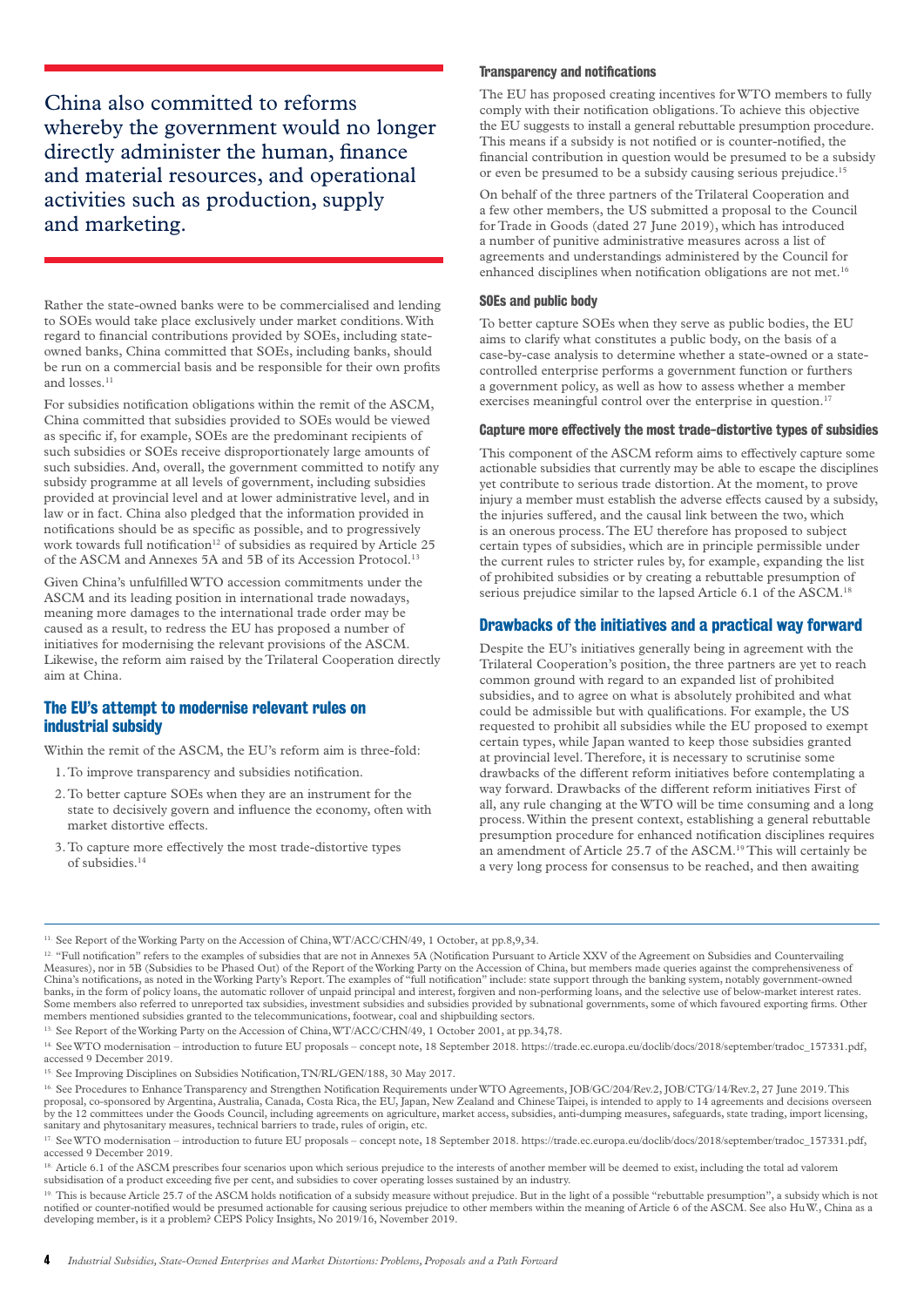China also committed to reforms whereby the government would no longer directly administer the human, finance and material resources, and operational activities such as production, supply and marketing.

Rather the state-owned banks were to be commercialised and lending to SOEs would take place exclusively under market conditions. With regard to financial contributions provided by SOEs, including state-owned banks, China committed that SOEs, including banks, should be run on a commercial basis and be responsible for their own profits and losses.[11]

For subsidies notification obligations within the remit of the ASCM, China committed that subsidies provided to SOEs would be viewed as specific if, for example, SOEs are the predominant recipients of such subsidies or SOEs receive disproportionately large amounts of such subsidies. And, overall, the government committed to notify any subsidy programme at all levels of government, including subsidies provided at provincial level and at lower administrative level, and in law or in fact. China also pledged that the information provided in notifications should be as specific as possible, and to progressively work towards full notification[12] of subsidies as required by Article 25 of the ASCM and Annexes 5A and 5B of its Accession Protocol.[13]

Given China's unfulfilled WTO accession commitments under the ASCM and its leading position in international trade nowadays, meaning more damages to the international trade order may be caused as a result, to redress the EU has proposed a number of initiatives for modernising the relevant provisions of the ASCM. Likewise, the reform aim raised by the Trilateral Cooperation directly aim at China.

## The EU's attempt to modernise relevant rules on industrial subsidy

Within the remit of the ASCM, the EU's reform aim is three-fold:

1. To improve transparency and subsidies notification.
2. To better capture SOEs when they are an instrument for the state to decisively govern and influence the economy, often with market distortive effects.
3. To capture more effectively the most trade-distortive types of subsidies.[14]

### Transparency and notifications

The EU has proposed creating incentives for WTO members to fully comply with their notification obligations. To achieve this objective the EU suggests to install a general rebuttable presumption procedure. This means if a subsidy is not notified or is counter-notified, the financial contribution in question would be presumed to be a subsidy or even be presumed to be a subsidy causing serious prejudice.[15]

On behalf of the three partners of the Trilateral Cooperation and a few other members, the US submitted a proposal to the Council for Trade in Goods (dated 27 June 2019), which has introduced a number of punitive administrative measures across a list of agreements and understandings administered by the Council for enhanced disciplines when notification obligations are not met.[16]

### SOEs and public body

To better capture SOEs when they serve as public bodies, the EU aims to clarify what constitutes a public body, on the basis of a case-by-case analysis to determine whether a state-owned or a state-controlled enterprise performs a government function or furthers a government policy, as well as how to assess whether a member exercises meaningful control over the enterprise in question.[17]

### Capture more effectively the most trade-distortive types of subsidies

This component of the ASCM reform aims to effectively capture some actionable subsidies that currently may be able to escape the disciplines yet contribute to serious trade distortion. At the moment, to prove injury a member must establish the adverse effects caused by a subsidy, the injuries suffered, and the causal link between the two, which is an onerous process. The EU therefore has proposed to subject certain types of subsidies, which are in principle permissible under the current rules to stricter rules by, for example, expanding the list of prohibited subsidies or by creating a rebuttable presumption of serious prejudice similar to the lapsed Article 6.1 of the ASCM.[18]

## Drawbacks of the initiatives and a practical way forward

Despite the EU's initiatives generally being in agreement with the Trilateral Cooperation's position, the three partners are yet to reach common ground with regard to an expanded list of prohibited subsidies, and to agree on what is absolutely prohibited and what could be admissible but with qualifications. For example, the US requested to prohibit all subsidies while the EU proposed to exempt certain types, while Japan wanted to keep those subsidies granted at provincial level. Therefore, it is necessary to scrutinise some drawbacks of the different reform initiatives before contemplating a way forward. Drawbacks of the different reform initiatives First of all, any rule changing at the WTO will be time consuming and a long process. Within the present context, establishing a general rebuttable presumption procedure for enhanced notification disciplines requires an amendment of Article 25.7 of the ASCM.[19] This will certainly be a very long process for consensus to be reached, and then awaiting

---

[11] See Report of the Working Party on the Accession of China, WT/ACC/CHN/49, 1 October, at pp.8,9,34.

[12] "Full notification" refers to the examples of subsidies that are not in Annexes 5A (Notification Pursuant to Article XXV of the Agreement on Subsidies and Countervailing Measures), nor in 5B (Subsidies to be Phased Out) of the Report of the Working Party on the Accession of China, but members made queries against the comprehensiveness of China's notifications, as noted in the Working Party's Report. The examples of "full notification" include: state support through the banking system, notably government-owned banks, in the form of policy loans, the automatic rollover of unpaid principal and interest, forgiven and non-performing loans, and the selective use of below-market interest rates. Some members also referred to unreported tax subsidies, investment subsidies and subsidies provided by subnational governments, some of which favoured exporting firms. Other members mentioned subsidies granted to the telecommunications, footwear, coal and shipbuilding sectors.

[13] See Report of the Working Party on the Accession of China, WT/ACC/CHN/49, 1 October 2001, at pp.34,78.

[14] See WTO modernisation – introduction to future EU proposals – concept note, 18 September 2018. https://trade.ec.europa.eu/doclib/docs/2018/september/tradoc_157331.pdf, accessed 9 December 2019.

[15] See Improving Disciplines on Subsidies Notification, TN/RL/GEN/188, 30 May 2017.

[16] See Procedures to Enhance Transparency and Strengthen Notification Requirements under WTO Agreements, JOB/GC/204/Rev.2, JOB/CTG/14/Rev.2, 27 June 2019. This proposal, co-sponsored by Argentina, Australia, Canada, Costa Rica, the EU, Japan, New Zealand and Chinese Taipei, is intended to apply to 14 agreements and decisions overseen by the 12 committees under the Goods Council, including agreements on agriculture, market access, subsidies, anti-dumping measures, safeguards, state trading, import licensing, sanitary and phytosanitary measures, technical barriers to trade, rules of origin, etc.

[17] See WTO modernisation – introduction to future EU proposals – concept note, 18 September 2018. https://trade.ec.europa.eu/doclib/docs/2018/september/tradoc_157331.pdf, accessed 9 December 2019.

[18] Article 6.1 of the ASCM prescribes four scenarios upon which serious prejudice to the interests of another member will be deemed to exist, including the total ad valorem subsidisation of a product exceeding five per cent, and subsidies to cover operating losses sustained by an industry.

[19] This is because Article 25.7 of the ASCM holds notification of a subsidy measure without prejudice. But in the light of a possible "rebuttable presumption", a subsidy which is not notified or counter-notified would be presumed actionable for causing serious prejudice to other members within the meaning of Article 6 of the ASCM. See also Hu W., China as a developing member, is it a problem? CEPS Policy Insights, No 2019/16, November 2019.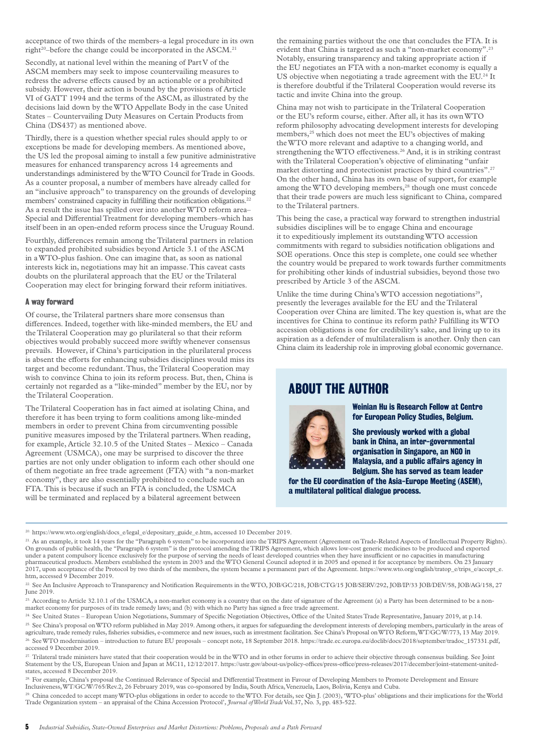acceptance of two thirds of the members–a legal procedure in its own right[20]–before the change could be incorporated in the ASCM.[21]

Secondly, at national level within the meaning of Part V of the ASCM members may seek to impose countervailing measures to redress the adverse effects caused by an actionable or a prohibited subsidy. However, their action is bound by the provisions of Article VI of GATT 1994 and the terms of the ASCM, as illustrated by the decisions laid down by the WTO Appellate Body in the case United States – Countervailing Duty Measures on Certain Products from China (DS437) as mentioned above.

Thirdly, there is a question whether special rules should apply to or exceptions be made for developing members. As mentioned above, the US led the proposal aiming to install a few punitive administrative measures for enhanced transparency across 14 agreements and understandings administered by the WTO Council for Trade in Goods. As a counter proposal, a number of members have already called for an "inclusive approach" to transparency on the grounds of developing members' constrained capacity in fulfilling their notification obligations.[22] As a result the issue has spilled over into another WTO reform area–Special and Differential Treatment for developing members–which has itself been in an open-ended reform process since the Uruguay Round.

Fourthly, differences remain among the Trilateral partners in relation to expanded prohibited subsidies beyond Article 3.1 of the ASCM in a WTO-plus fashion. One can imagine that, as soon as national interests kick in, negotiations may hit an impasse. This caveat casts doubts on the plurilateral approach that the EU or the Trilateral Cooperation may elect for bringing forward their reform initiatives.

## A way forward

Of course, the Trilateral partners share more consensus than differences. Indeed, together with like-minded members, the EU and the Trilateral Cooperation may go plurilateral so that their reform objectives would probably succeed more swiftly whenever consensus prevails. However, if China's participation in the plurilateral process is absent the efforts for enhancing subsidies disciplines would miss its target and become redundant. Thus, the Trilateral Cooperation may wish to convince China to join its reform process. But, then, China is certainly not regarded as a "like-minded" member by the EU, nor by the Trilateral Cooperation.

The Trilateral Cooperation has in fact aimed at isolating China, and therefore it has been trying to form coalitions among like-minded members in order to prevent China from circumventing possible punitive measures imposed by the Trilateral partners. When reading, for example, Article 32.10.5 of the United States – Mexico – Canada Agreement (USMCA), one may be surprised to discover the three parties are not only under obligation to inform each other should one of them negotiate an free trade agreement (FTA) with "a non-market economy", they are also essentially prohibited to conclude such an FTA. This is because if such an FTA is concluded, the USMCA will be terminated and replaced by a bilateral agreement between the remaining parties without the one that concludes the FTA. It is evident that China is targeted as such a "non-market economy".[23] Notably, ensuring transparency and taking appropriate action if the EU negotiates an FTA with a non-market economy is equally a US objective when negotiating a trade agreement with the EU.[24] It is therefore doubtful if the Trilateral Cooperation would reverse its tactic and invite China into the group.

China may not wish to participate in the Trilateral Cooperation or the EU's reform course, either. After all, it has its own WTO reform philosophy advocating development interests for developing members,[25] which does not meet the EU's objectives of making the WTO more relevant and adaptive to a changing world, and strengthening the WTO effectiveness.[26] And, it is in striking contrast with the Trilateral Cooperation's objective of eliminating "unfair market distorting and protectionist practices by third countries".[27] On the other hand, China has its own base of support, for example among the WTO developing members,[28] though one must concede that their trade powers are much less significant to China, compared to the Trilateral partners.

This being the case, a practical way forward to strengthen industrial subsidies disciplines will be to engage China and encourage it to expeditiously implement its outstanding WTO accession commitments with regard to subsidies notification obligations and SOE operations. Once this step is complete, one could see whether the country would be prepared to work towards further commitments for prohibiting other kinds of industrial subsidies, beyond those two prescribed by Article 3 of the ASCM.

Unlike the time during China's WTO accession negotiations[29], presently the leverages available for the EU and the Trilateral Cooperation over China are limited. The key question is, what are the incentives for China to continue its reform path? Fulfilling its WTO accession obligations is one for credibility's sake, and living up to its aspiration as a defender of multilateralism is another. Only then can China claim its leadership role in improving global economic governance.

## ABOUT THE AUTHOR

**Weinian Hu is Research Fellow at Centre for European Policy Studies, Belgium.**

**She previously worked with a global bank in China, an inter-governmental organisation in Singapore, an NGO in Malaysia, and a public affairs agency in Belgium. She has served as team leader for the EU coordination of the Asia-Europe Meeting (ASEM), a multilateral political dialogue process.**

---

[20] https://www.wto.org/english/docs_e/legal_e/depositary_guide_e.htm, accessed 10 December 2019.

[21] As an example, it took 14 years for the "Paragraph 6 system" to be incorporated into the TRIPS Agreement (Agreement on Trade-Related Aspects of Intellectual Property Rights). On grounds of public health, the "Paragraph 6 system" is the protocol amending the TRIPS Agreement, which allows low-cost generic medicines to be produced and exported under a patent compulsory licence exclusively for the purpose of serving the needs of least developed countries when they have insufficient or no capacities in manufacturing pharmaceutical products. Members established the system in 2003 and the WTO General Council adopted it in 2005 and opened it for acceptance by members. On 23 January 2017, upon acceptance of the Protocol by two thirds of the members, the system became a permanent part of the Agreement. https://www.wto.org/english/tratop_e/trips_e/accept_e.htm, accessed 9 December 2019.

[22] See An Inclusive Approach to Transparency and Notification Requirements in the WTO, JOB/GC/218, JOB/CTG/15 JOB/SERV/292, JOB/IP/33 JOB/DEV/58, JOB/AG/158, 27 June 2019.

[23] According to Article 32.10.1 of the USMCA, a non-market economy is a country that on the date of signature of the Agreement (a) a Party has been determined to be a non-market economy for purposes of its trade remedy laws; and (b) with which no Party has signed a free trade agreement.

[24] See United States – European Union Negotiations, Summary of Specific Negotiation Objectives, Office of the United States Trade Representative, January 2019, at p.14.

[25] See China's proposal on WTO reform published in May 2019. Among others, it argues for safeguarding the development interests of developing members, particularly in the areas of agriculture, trade remedy rules, fisheries subsidies, e-commerce and new issues, such as investment facilitation. See China's Proposal on WTO Reform, WT/GC/W/773, 13 May 2019.

[26] See WTO modernisation – introduction to future EU proposals – concept note, 18 September 2018. https://trade.ec.europa.eu/doclib/docs/2018/september/tradoc_157331.pdf, accessed 9 December 2019.

[27] Trilateral trade ministers have stated that their cooperation would be in the WTO and in other forums in order to achieve their objective through consensus building. See Joint Statement by the US, European Union and Japan at MC11, 12/12/2017. https://ustr.gov/about-us/policy-offices/press-office/press-releases/2017/december/joint-statement-united-states, accessed 8 December 2019.

[28] For example, China's proposal the Continued Relevance of Special and Differential Treatment in Favour of Developing Members to Promote Development and Ensure Inclusiveness, WT/GC/W/765/Rev.2, 26 February 2019, was co-sponsored by India, South Africa, Venezuela, Laos, Bolivia, Kenya and Cuba.

[29] China conceded to accept many WTO-plus obligations in order to accede to the WTO. For details, see Qin J. (2003), 'WTO-plus' obligations and their implications for the World Trade Organization system – an appraisal of the China Accession Protocol', *Journal of World Trade* Vol.37, No. 3, pp. 483-522.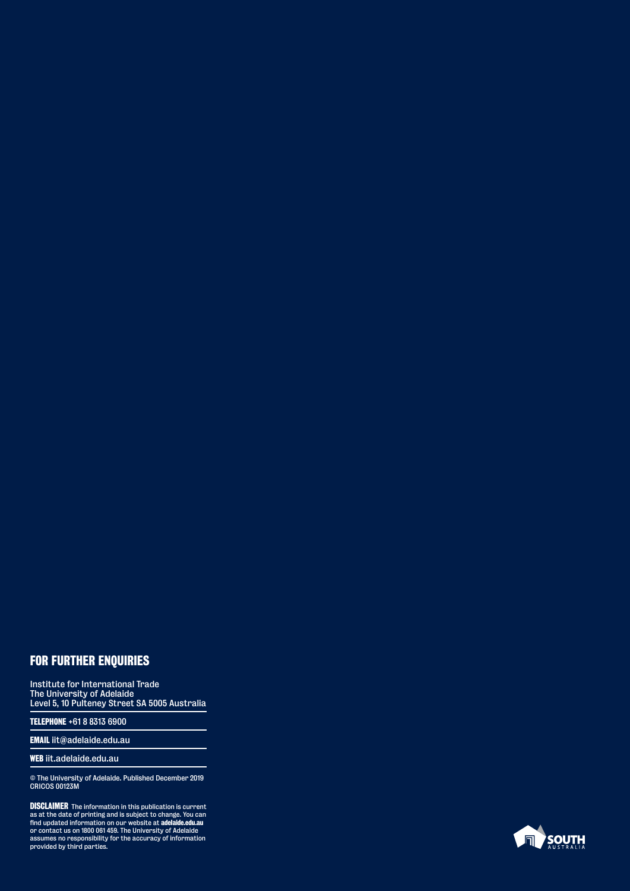## FOR FURTHER ENQUIRIES

Institute for International Trade
The University of Adelaide
Level 5, 10 Pulteney Street SA 5005 Australia

**TELEPHONE** +61 8 8313 6900

**EMAIL** iit@adelaide.edu.au

**WEB** iit.adelaide.edu.au

© The University of Adelaide. Published December 2019
CRICOS 00123M

**DISCLAIMER** The information in this publication is current as at the date of printing and is subject to change. You can find updated information on our website at **adelaide.edu.au** or contact us on 1800 061 459. The University of Adelaide assumes no responsibility for the accuracy of information provided by third parties.

SOUTH AUSTRALIA